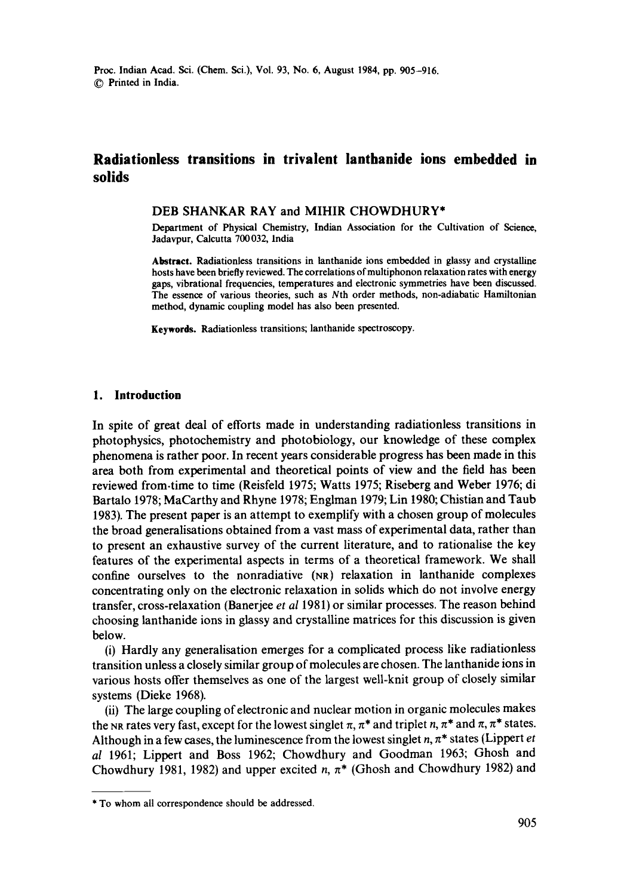# Radiationless transitions in trivalent lanthanide ions embedded in solids

DEB SHANKAR RAY and MIHIR CHOWDHURY*

Department of Physical Chemistry, Indian Association for the Cultivation of Science, Jadavpur, Calcutta 700 032, India

**Abstract.** Radiationless transitions in lanthanide ions embedded in glassy and crystalline hosts have been briefly reviewed. The correlations of multiphonon relaxation rates with energy gaps, vibrational frequencies, temperatures and electronic symmetries have been discussed. The essence of various theories, such as $N$th order methods, non-adiabatic Hamiltonian method, dynamic coupling model has also been presented.

**Keywords.** Radiationless transitions; lanthanide spectroscopy.

## 1. Introduction

In spite of great deal of efforts made in understanding radiationless transitions in photophysics, photochemistry and photobiology, our knowledge of these complex phenomena is rather poor. In recent years considerable progress has been made in this area both from experimental and theoretical points of view and the field has been reviewed from time to time (Reisfeld 1975; Watts 1975; Riseberg and Weber 1976; di Bartalo 1978; MaCarthy and Rhyne 1978; Englman 1979; Lin 1980; Chistian and Taub 1983). The present paper is an attempt to exemplify with a chosen group of molecules the broad generalisations obtained from a vast mass of experimental data, rather than to present an exhaustive survey of the current literature, and to rationalise the key features of the experimental aspects in terms of a theoretical framework. We shall confine ourselves to the nonradiative (NR) relaxation in lanthanide complexes concentrating only on the electronic relaxation in solids which do not involve energy transfer, cross-relaxation (Banerjee *et al* 1981) or similar processes. The reason behind choosing lanthanide ions in glassy and crystalline matrices for this discussion is given below.

(i) Hardly any generalisation emerges for a complicated process like radiationless transition unless a closely similar group of molecules are chosen. The lanthanide ions in various hosts offer themselves as one of the largest well-knit group of closely similar systems (Dieke 1968).

(ii) The large coupling of electronic and nuclear motion in organic molecules makes the NR rates very fast, except for the lowest singlet $\pi, \pi^*$ and triplet $n, \pi^*$ and $\pi, \pi^*$ states. Although in a few cases, the luminescence from the lowest singlet $n, \pi^*$ states (Lippert *et al* 1961; Lippert and Boss 1962; Chowdhury and Goodman 1963; Ghosh and Chowdhury 1981, 1982) and upper excited $n, \pi^*$ (Ghosh and Chowdhury 1982) and

---

\* To whom all correspondence should be addressed.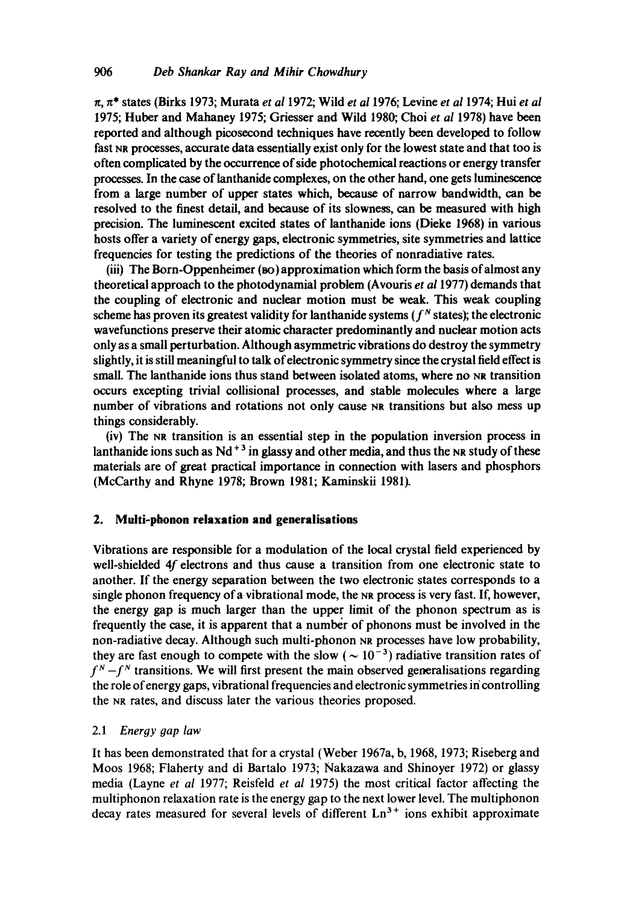$\pi$, $\pi^*$ states (Birks 1973; Murata *et al* 1972; Wild *et al* 1976; Levine *et al* 1974; Hui *et al* 1975; Huber and Mahaney 1975; Griesser and Wild 1980; Choi *et al* 1978) have been reported and although picosecond techniques have recently been developed to follow fast NR processes, accurate data essentially exist only for the lowest state and that too is often complicated by the occurrence of side photochemical reactions or energy transfer processes. In the case of lanthanide complexes, on the other hand, one gets luminescence from a large number of upper states which, because of narrow bandwidth, can be resolved to the finest detail, and because of its slowness, can be measured with high precision. The luminescent excited states of lanthanide ions (Dieke 1968) in various hosts offer a variety of energy gaps, electronic symmetries, site symmetries and lattice frequencies for testing the predictions of the theories of nonradiative rates.

(iii) The Born-Oppenheimer (BO) approximation which form the basis of almost any theoretical approach to the photodynamial problem (Avouris *et al* 1977) demands that the coupling of electronic and nuclear motion must be weak. This weak coupling scheme has proven its greatest validity for lanthanide systems ($f^N$ states); the electronic wavefunctions preserve their atomic character predominantly and nuclear motion acts only as a small perturbation. Although asymmetric vibrations do destroy the symmetry slightly, it is still meaningful to talk of electronic symmetry since the crystal field effect is small. The lanthanide ions thus stand between isolated atoms, where no NR transition occurs excepting trivial collisional processes, and stable molecules where a large number of vibrations and rotations not only cause NR transitions but also mess up things considerably.

(iv) The NR transition is an essential step in the population inversion process in lanthanide ions such as $Nd^{+3}$ in glassy and other media, and thus the NR study of these materials are of great practical importance in connection with lasers and phosphors (McCarthy and Rhyne 1978; Brown 1981; Kaminskii 1981).

## 2. Multi-phonon relaxation and generalisations

Vibrations are responsible for a modulation of the local crystal field experienced by well-shielded 4*f* electrons and thus cause a transition from one electronic state to another. If the energy separation between the two electronic states corresponds to a single phonon frequency of a vibrational mode, the NR process is very fast. If, however, the energy gap is much larger than the upper limit of the phonon spectrum as is frequently the case, it is apparent that a number of phonons must be involved in the non-radiative decay. Although such multi-phonon NR processes have low probability, they are fast enough to compete with the slow ($\sim 10^{-3}$) radiative transition rates of $f^N - f^N$ transitions. We will first present the main observed generalisations regarding the role of energy gaps, vibrational frequencies and electronic symmetries in controlling the NR rates, and discuss later the various theories proposed.

### 2.1 *Energy gap law*

It has been demonstrated that for a crystal (Weber 1967a, b, 1968, 1973; Riseberg and Moos 1968; Flaherty and di Bartalo 1973; Nakazawa and Shinoyer 1972) or glassy media (Layne *et al* 1977; Reisfeld *et al* 1975) the most critical factor affecting the multiphonon relaxation rate is the energy gap to the next lower level. The multiphonon decay rates measured for several levels of different $Ln^{3+}$ ions exhibit approximate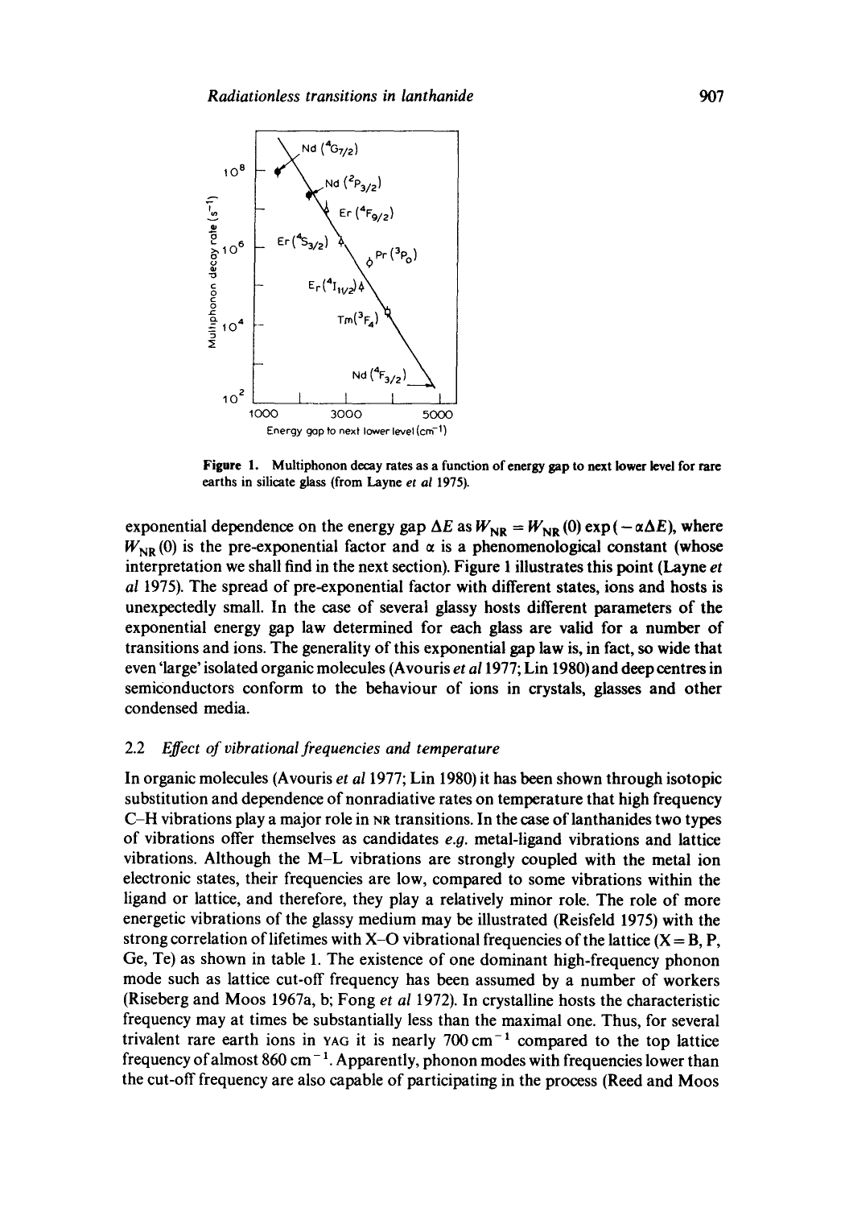**Figure 1.** Multiphonon decay rates as a function of energy gap to next lower level for rare earths in silicate glass (from Layne *et al* 1975).

exponential dependence on the energy gap $\Delta E$ as $W_{NR} = W_{NR}(0)\exp(-\alpha\Delta E)$, where $W_{NR}(0)$ is the pre-exponential factor and $\alpha$ is a phenomenological constant (whose interpretation we shall find in the next section). Figure 1 illustrates this point (Layne *et al* 1975). The spread of pre-exponential factor with different states, ions and hosts is unexpectedly small. In the case of several glassy hosts different parameters of the exponential energy gap law determined for each glass are valid for a number of transitions and ions. The generality of this exponential gap law is, in fact, so wide that even 'large' isolated organic molecules (Avouris *et al* 1977; Lin 1980) and deep centres in semiconductors conform to the behaviour of ions in crystals, glasses and other condensed media.

### 2.2 *Effect of vibrational frequencies and temperature*

In organic molecules (Avouris *et al* 1977; Lin 1980) it has been shown through isotopic substitution and dependence of nonradiative rates on temperature that high frequency C–H vibrations play a major role in NR transitions. In the case of lanthanides two types of vibrations offer themselves as candidates *e.g.* metal-ligand vibrations and lattice vibrations. Although the M–L vibrations are strongly coupled with the metal ion electronic states, their frequencies are low, compared to some vibrations within the ligand or lattice, and therefore, they play a relatively minor role. The role of more energetic vibrations of the glassy medium may be illustrated (Reisfeld 1975) with the strong correlation of lifetimes with X–O vibrational frequencies of the lattice (X = B, P, Ge, Te) as shown in table 1. The existence of one dominant high-frequency phonon mode such as lattice cut-off frequency has been assumed by a number of workers (Riseberg and Moos 1967a, b; Fong *et al* 1972). In crystalline hosts the characteristic frequency may at times be substantially less than the maximal one. Thus, for several trivalent rare earth ions in YAG it is nearly $700\,\text{cm}^{-1}$ compared to the top lattice frequency of almost $860\,\text{cm}^{-1}$. Apparently, phonon modes with frequencies lower than the cut-off frequency are also capable of participating in the process (Reed and Moos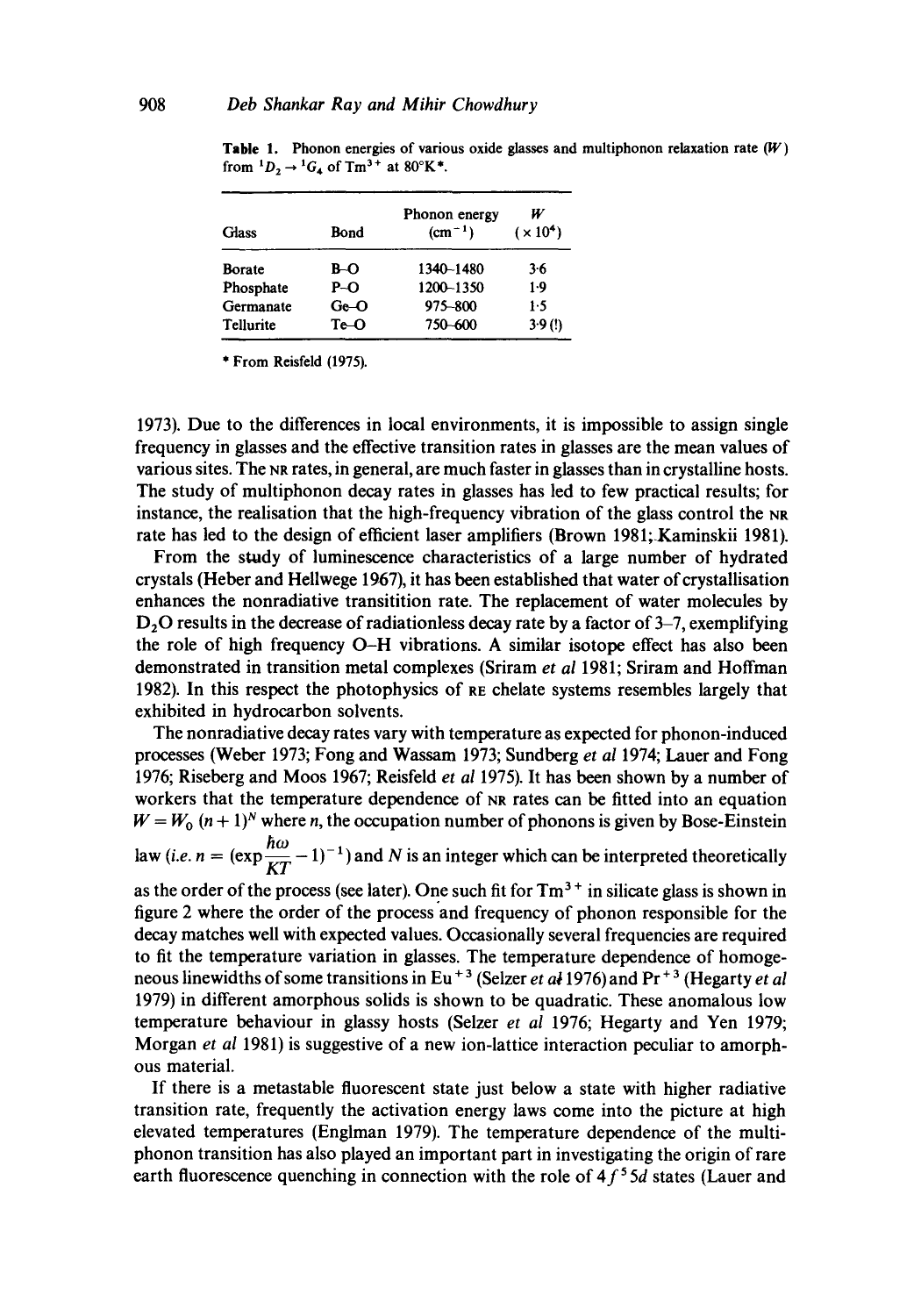**Table 1.** Phonon energies of various oxide glasses and multiphonon relaxation rate ($W$) from $^1D_2 \rightarrow {}^1G_4$ of $Tm^{3+}$ at 80°K*.

| Glass | Bond | Phonon energy ($cm^{-1}$) | $W$ ($\times 10^4$) |
|---|---|---|---|
| Borate | B–O | 1340–1480 | 3·6 |
| Phosphate | P–O | 1200–1350 | 1·9 |
| Germanate | Ge–O | 975–800 | 1·5 |
| Tellurite | Te–O | 750–600 | 3·9 (!) |

\* From Reisfeld (1975).

1973). Due to the differences in local environments, it is impossible to assign single frequency in glasses and the effective transition rates in glasses are the mean values of various sites. The NR rates, in general, are much faster in glasses than in crystalline hosts. The study of multiphonon decay rates in glasses has led to few practical results; for instance, the realisation that the high-frequency vibration of the glass control the NR rate has led to the design of efficient laser amplifiers (Brown 1981; Kaminskii 1981).

From the study of luminescence characteristics of a large number of hydrated crystals (Heber and Hellwege 1967), it has been established that water of crystallisation enhances the nonradiative transitition rate. The replacement of water molecules by $D_2O$ results in the decrease of radiationless decay rate by a factor of 3–7, exemplifying the role of high frequency O–H vibrations. A similar isotope effect has also been demonstrated in transition metal complexes (Sriram *et al* 1981; Sriram and Hoffman 1982). In this respect the photophysics of RE chelate systems resembles largely that exhibited in hydrocarbon solvents.

The nonradiative decay rates vary with temperature as expected for phonon-induced processes (Weber 1973; Fong and Wassam 1973; Sundberg *et al* 1974; Lauer and Fong 1976; Riseberg and Moos 1967; Reisfeld *et al* 1975). It has been shown by a number of workers that the temperature dependence of NR rates can be fitted into an equation $W = W_0\,(n+1)^N$ where $n$, the occupation number of phonons is given by Bose-Einstein law (*i.e.* $n = (\exp\frac{\hbar\omega}{KT} - 1)^{-1}$) and $N$ is an integer which can be interpreted theoretically as the order of the process (see later). One such fit for $Tm^{3+}$ in silicate glass is shown in figure 2 where the order of the process and frequency of phonon responsible for the decay matches well with expected values. Occasionally several frequencies are required to fit the temperature variation in glasses. The temperature dependence of homogeneous linewidths of some transitions in $Eu^{+3}$ (Selzer *et al* 1976) and $Pr^{+3}$ (Hegarty *et al* 1979) in different amorphous solids is shown to be quadratic. These anomalous low temperature behaviour in glassy hosts (Selzer *et al* 1976; Hegarty and Yen 1979; Morgan *et al* 1981) is suggestive of a new ion-lattice interaction peculiar to amorphous material.

If there is a metastable fluorescent state just below a state with higher radiative transition rate, frequently the activation energy laws come into the picture at high elevated temperatures (Englman 1979). The temperature dependence of the multiphonon transition has also played an important part in investigating the origin of rare earth fluorescence quenching in connection with the role of $4f^5 5d$ states (Lauer and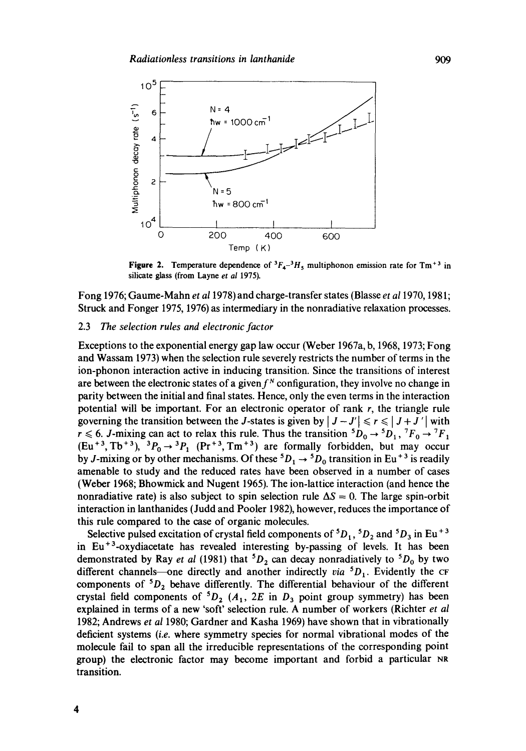**Figure 2.** Temperature dependence of $^3F_4$–$^3H_5$ multiphonon emission rate for $Tm^{+3}$ in silicate glass (from Layne *et al* 1975).

Fong 1976; Gaume-Mahn *et al* 1978) and charge-transfer states (Blasse *et al* 1970, 1981; Struck and Fonger 1975, 1976) as intermediary in the nonradiative relaxation processes.

### 2.3 *The selection rules and electronic factor*

Exceptions to the exponential energy gap law occur (Weber 1967a, b, 1968, 1973; Fong and Wassam 1973) when the selection rule severely restricts the number of terms in the ion-phonon interaction active in inducing transition. Since the transitions of interest are between the electronic states of a given $f^N$ configuration, they involve no change in parity between the initial and final states. Hence, only the even terms in the interaction potential will be important. For an electronic operator of rank $r$, the triangle rule governing the transition between the $J$-states is given by $|J - J'| \leqslant r \leqslant |J + J'|$ with $r \leqslant 6$. $J$-mixing can act to relax this rule. Thus the transition $^5D_0 \to {}^5D_1$, $^7F_0 \to {}^7F_1$ ($Eu^{+3}$, $Tb^{+3}$), $^3P_0 \to {}^3P_1$ ($Pr^{+3}$, $Tm^{+3}$) are formally forbidden, but may occur by $J$-mixing or by other mechanisms. Of these $^5D_1 \to {}^5D_0$ transition in $Eu^{+3}$ is readily amenable to study and the reduced rates have been observed in a number of cases (Weber 1968; Bhowmick and Nugent 1965). The ion-lattice interaction (and hence the nonradiative rate) is also subject to spin selection rule $\Delta S = 0$. The large spin-orbit interaction in lanthanides (Judd and Pooler 1982), however, reduces the importance of this rule compared to the case of organic molecules.

Selective pulsed excitation of crystal field components of $^5D_1$, $^5D_2$ and $^5D_3$ in $Eu^{+3}$ in $Eu^{+3}$-oxydiacetate has revealed interesting by-passing of levels. It has been demonstrated by Ray *et al* (1981) that $^5D_2$ can decay nonradiatively to $^5D_0$ by two different channels—one directly and another indirectly *via* $^5D_1$. Evidently the CF components of $^5D_2$ behave differently. The differential behaviour of the different crystal field components of $^5D_2$ ($A_1$, $2E$ in $D_3$ point group symmetry) has been explained in terms of a new 'soft' selection rule. A number of workers (Richter *et al* 1982; Andrews *et al* 1980; Gardner and Kasha 1969) have shown that in vibrationally deficient systems (*i.e.* where symmetry species for normal vibrational modes of the molecule fail to span all the irreducible representations of the corresponding point group) the electronic factor may become important and forbid a particular NR transition.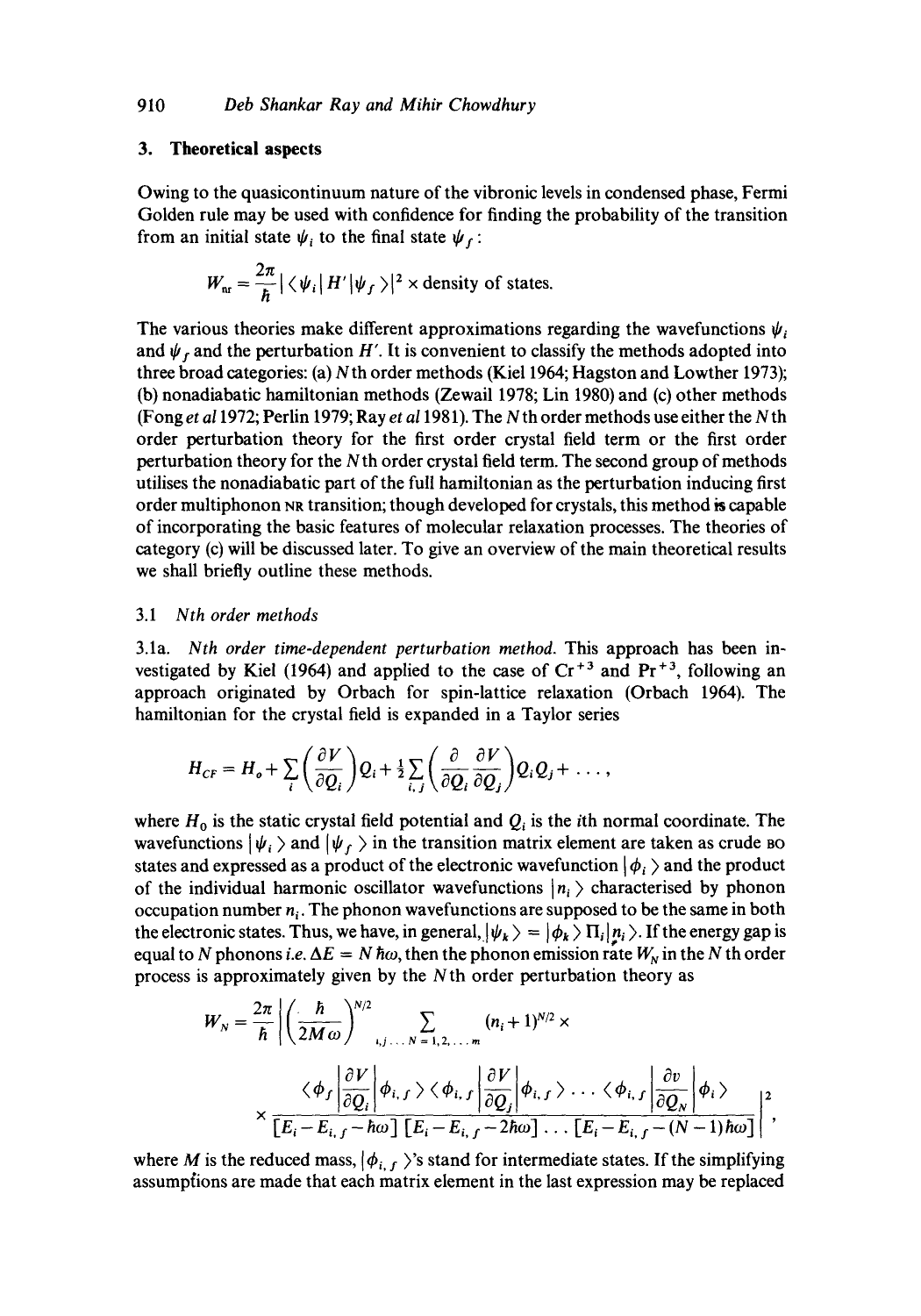## 3. Theoretical aspects

Owing to the quasicontinuum nature of the vibronic levels in condensed phase, Fermi Golden rule may be used with confidence for finding the probability of the transition from an initial state $\psi_i$ to the final state $\psi_f$:

$$W_{nr} = \frac{2\pi}{\hbar} |\langle \psi_i | H' | \psi_f \rangle|^2 \times \text{density of states}.$$

The various theories make different approximations regarding the wavefunctions $\psi_i$ and $\psi_f$ and the perturbation $H'$. It is convenient to classify the methods adopted into three broad categories: (a) $N$th order methods (Kiel 1964; Hagston and Lowther 1973); (b) nonadiabatic hamiltonian methods (Zewail 1978; Lin 1980) and (c) other methods (Fong *et al* 1972; Perlin 1979; Ray *et al* 1981). The $N$th order methods use either the $N$th order perturbation theory for the first order crystal field term or the first order perturbation theory for the $N$th order crystal field term. The second group of methods utilises the nonadiabatic part of the full hamiltonian as the perturbation inducing first order multiphonon NR transition; though developed for crystals, this method is capable of incorporating the basic features of molecular relaxation processes. The theories of category (c) will be discussed later. To give an overview of the main theoretical results we shall briefly outline these methods.

### 3.1 *Nth order methods*

3.1a. *Nth order time-dependent perturbation method.* This approach has been investigated by Kiel (1964) and applied to the case of $Cr^{+3}$ and $Pr^{+3}$, following an approach originated by Orbach for spin-lattice relaxation (Orbach 1964). The hamiltonian for the crystal field is expanded in a Taylor series

$$H_{CF} = H_o + \sum_i \left(\frac{\partial V}{\partial Q_i}\right) Q_i + \frac{1}{2} \sum_{i,j} \left(\frac{\partial}{\partial Q_i}\frac{\partial V}{\partial Q_j}\right) Q_i Q_j + \ldots,$$

where $H_0$ is the static crystal field potential and $Q_i$ is the $i$th normal coordinate. The wavefunctions $|\psi_i\rangle$ and $|\psi_f\rangle$ in the transition matrix element are taken as crude BO states and expressed as a product of the electronic wavefunction $|\phi_i\rangle$ and the product of the individual harmonic oscillator wavefunctions $|n_i\rangle$ characterised by phonon occupation number $n_i$. The phonon wavefunctions are supposed to be the same in both the electronic states. Thus, we have, in general, $|\psi_k\rangle = |\phi_k\rangle \Pi_i |n_i\rangle$. If the energy gap is equal to $N$ phonons *i.e.* $\Delta E = N\hbar\omega$, then the phonon emission rate $W_N$ in the $N$th order process is approximately given by the $N$th order perturbation theory as

$$W_N = \frac{2\pi}{\hbar} \left| \left(\frac{\hbar}{2M\omega}\right)^{N/2} \sum_{i,j\ldots N = 1,2,\ldots m} (n_i + 1)^{N/2} \times \right.$$
$$\left. \times \frac{\langle \phi_f | \frac{\partial V}{\partial Q_i} | \phi_{i,f} \rangle \langle \phi_{i,f} | \frac{\partial V}{\partial Q_j} | \phi_{i,f} \rangle \ldots \langle \phi_{i,f} | \frac{\partial v}{\partial Q_N} | \phi_i \rangle}{[E_i - E_{i,f} - \hbar\omega]\,[E_i - E_{i,f} - 2\hbar\omega] \ldots [E_i - E_{i,f} - (N-1)\hbar\omega]} \right|^2,$$

where $M$ is the reduced mass, $|\phi_{i,f}\rangle$'s stand for intermediate states. If the simplifying assumptions are made that each matrix element in the last expression may be replaced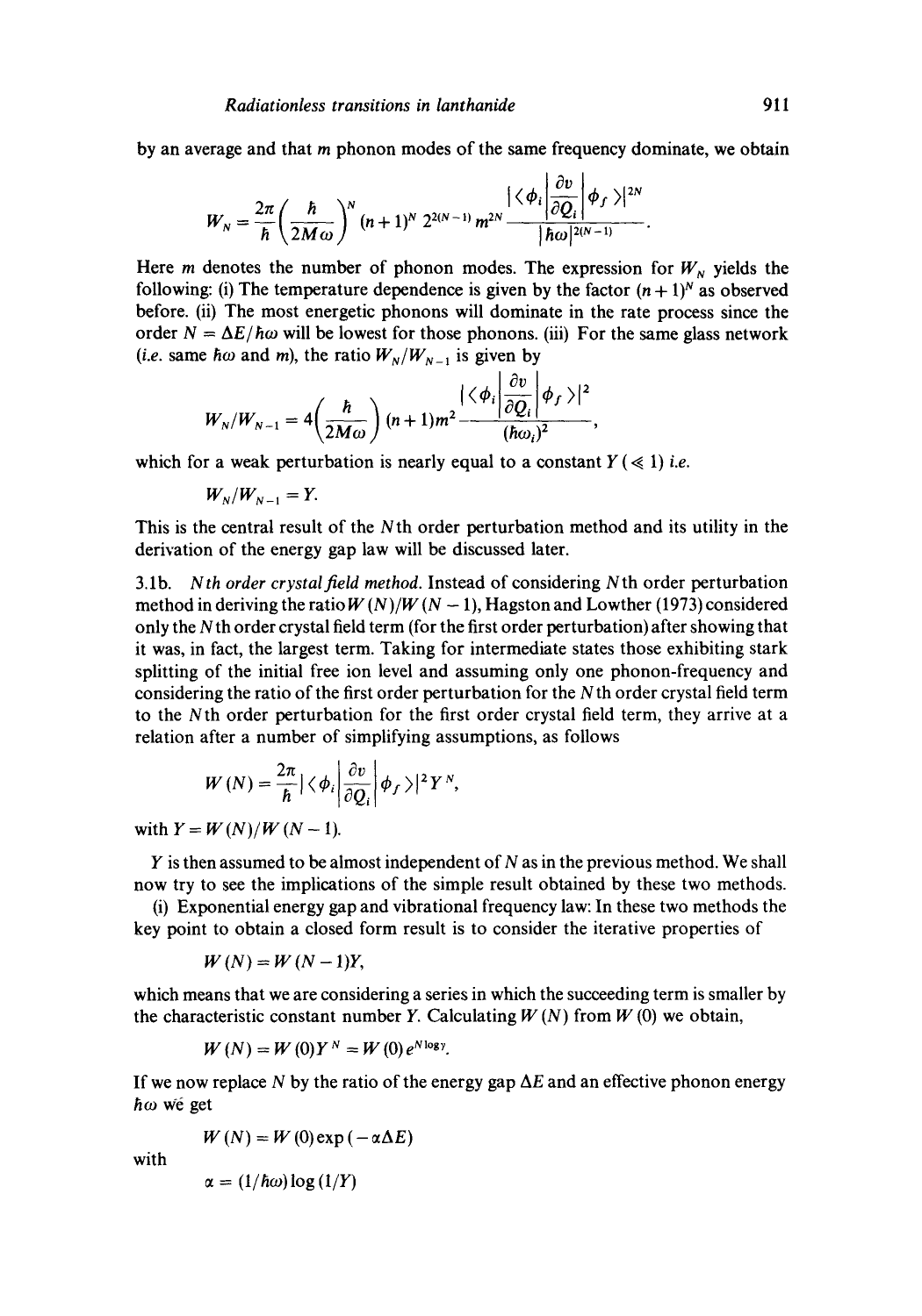by an average and that $m$ phonon modes of the same frequency dominate, we obtain

$$W_N = \frac{2\pi}{\hbar}\left(\frac{\hbar}{2M\omega}\right)^N (n+1)^N \, 2^{2(N-1)} \, m^{2N} \frac{|\langle \phi_i | \frac{\partial v}{\partial Q_i} | \phi_f \rangle|^{2N}}{|\hbar\omega|^{2(N-1)}}.$$

Here $m$ denotes the number of phonon modes. The expression for $W_N$ yields the following: (i) The temperature dependence is given by the factor $(n+1)^N$ as observed before. (ii) The most energetic phonons will dominate in the rate process since the order $N = \Delta E/\hbar\omega$ will be lowest for those phonons. (iii) For the same glass network (*i.e.* same $\hbar\omega$ and $m$), the ratio $W_N/W_{N-1}$ is given by

$$W_N/W_{N-1} = 4\left(\frac{\hbar}{2M\omega}\right)(n+1)m^2 \frac{|\langle \phi_i | \frac{\partial v}{\partial Q_i} | \phi_f \rangle|^2}{(\hbar\omega_i)^2},$$

which for a weak perturbation is nearly equal to a constant $Y$ ($\ll 1$) *i.e.*

$$W_N/W_{N-1} = Y.$$

This is the central result of the $N$th order perturbation method and its utility in the derivation of the energy gap law will be discussed later.

3.1b. *Nth order crystal field method.* Instead of considering $N$th order perturbation method in deriving the ratio $W(N)/W(N-1)$, Hagston and Lowther (1973) considered only the $N$th order crystal field term (for the first order perturbation) after showing that it was, in fact, the largest term. Taking for intermediate states those exhibiting stark splitting of the initial free ion level and assuming only one phonon-frequency and considering the ratio of the first order perturbation for the $N$th order crystal field term to the $N$th order perturbation for the first order crystal field term, they arrive at a relation after a number of simplifying assumptions, as follows

$$W(N) = \frac{2\pi}{\hbar}|\langle \phi_i | \frac{\partial v}{\partial Q_i} | \phi_f \rangle|^2 Y^N,$$

with $Y = W(N)/W(N-1)$.

$Y$ is then assumed to be almost independent of $N$ as in the previous method. We shall now try to see the implications of the simple result obtained by these two methods.

(i) Exponential energy gap and vibrational frequency law: In these two methods the key point to obtain a closed form result is to consider the iterative properties of

$$W(N) = W(N-1)Y,$$

which means that we are considering a series in which the succeeding term is smaller by the characteristic constant number $Y$. Calculating $W(N)$ from $W(0)$ we obtain,

$$W(N) = W(0)Y^N = W(0)e^{N\log Y}.$$

If we now replace $N$ by the ratio of the energy gap $\Delta E$ and an effective phonon energy $\hbar\omega$ we get

$$W(N) = W(0)\exp(-\alpha\Delta E)$$

with

$$\alpha = (1/\hbar\omega)\log(1/Y)$$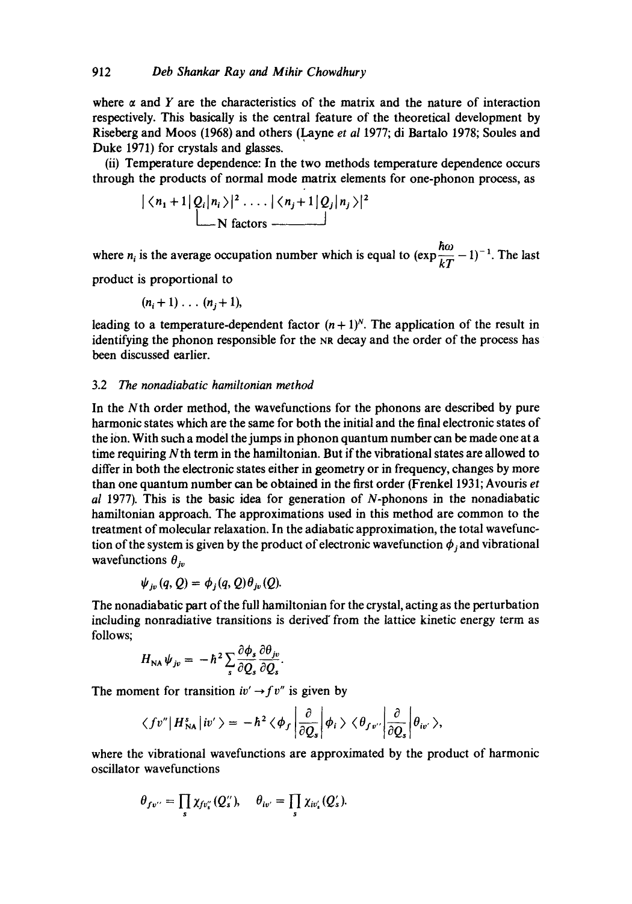where $\alpha$ and $Y$ are the characteristics of the matrix and the nature of interaction respectively. This basically is the central feature of the theoretical development by Riseberg and Moos (1968) and others (Layne *et al* 1977; di Bartalo 1978; Soules and Duke 1971) for crystals and glasses.

(ii) Temperature dependence: In the two methods temperature dependence occurs through the products of normal mode matrix elements for one-phonon process, as

$$|\langle n_1+1|Q_i|n_i\rangle|^2 \ldots . |\langle n_j+1|Q_j|n_j\rangle|^2$$
$$\text{└── N factors ──┘}$$

where $n_i$ is the average occupation number which is equal to $(\exp\frac{\hbar\omega}{kT}-1)^{-1}$. The last product is proportional to

$$(n_i+1)\ldots(n_j+1),$$

leading to a temperature-dependent factor $(n+1)^N$. The application of the result in identifying the phonon responsible for the NR decay and the order of the process has been discussed earlier.

### 3.2 *The nonadiabatic hamiltonian method*

In the $N$th order method, the wavefunctions for the phonons are described by pure harmonic states which are the same for both the initial and the final electronic states of the ion. With such a model the jumps in phonon quantum number can be made one at a time requiring $N$th term in the hamiltonian. But if the vibrational states are allowed to differ in both the electronic states either in geometry or in frequency, changes by more than one quantum number can be obtained in the first order (Frenkel 1931; Avouris *et al* 1977). This is the basic idea for generation of $N$-phonons in the nonadiabatic hamiltonian approach. The approximations used in this method are common to the treatment of molecular relaxation. In the adiabatic approximation, the total wavefunction of the system is given by the product of electronic wavefunction $\phi_j$ and vibrational wavefunctions $\theta_{jv}$

$$\psi_{jv}(q,Q)=\phi_j(q,Q)\theta_{jv}(Q).$$

The nonadiabatic part of the full hamiltonian for the crystal, acting as the perturbation including nonradiative transitions is derived from the lattice kinetic energy term as follows;

$$H_{\mathrm{NA}}\psi_{jv}=-\hbar^2\sum_s\frac{\partial\phi_s}{\partial Q_s}\frac{\partial\theta_{jv}}{\partial Q_s}.$$

The moment for transition $iv'\to fv''$ is given by

$$\langle fv''|H^s_{\mathrm{NA}}|iv'\rangle=-\hbar^2\langle\phi_f\left|\frac{\partial}{\partial Q_s}\right|\phi_i\rangle\langle\theta_{fv''}\left|\frac{\partial}{\partial Q_s}\right|\theta_{iv'}\rangle,$$

where the vibrational wavefunctions are approximated by the product of harmonic oscillator wavefunctions

$$\theta_{fv''}=\prod_s\chi_{fv''_s}(Q''_s),\quad \theta_{iv'}=\prod_s\chi_{iv'_s}(Q'_s).$$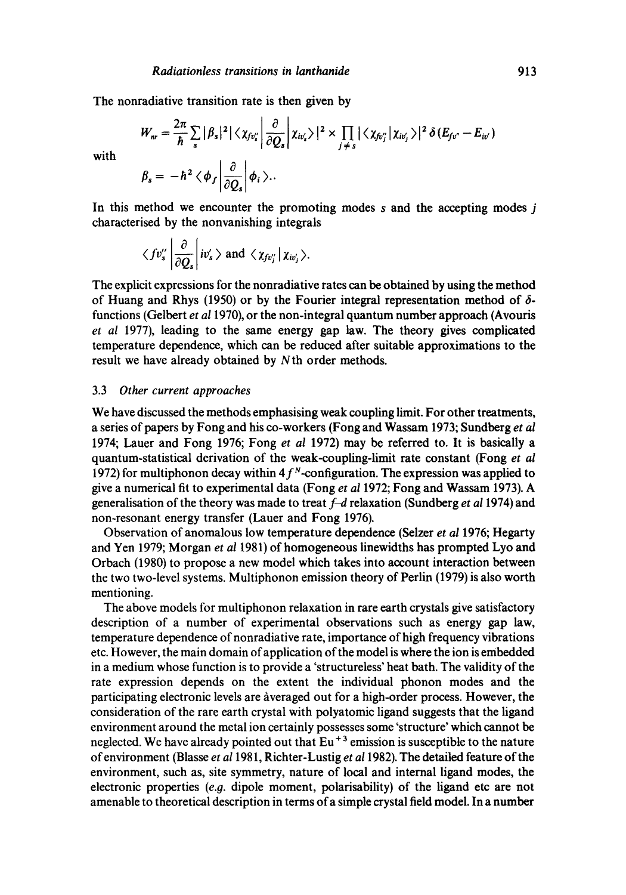The nonradiative transition rate is then given by

$$W_{nr} = \frac{2\pi}{\hbar} \sum_s |\beta_s|^2 |\langle \chi_{fv_s''} | \frac{\partial}{\partial Q_s} | \chi_{iv_s'} \rangle|^2 \times \prod_{j \neq s} |\langle \chi_{fv_j''} | \chi_{iv_j'} \rangle|^2 \, \delta(E_{fv''} - E_{iv'})$$

with

$$\beta_s = -\hbar^2 \langle \phi_f | \frac{\partial}{\partial Q_s} | \phi_i \rangle .$$

In this method we encounter the promoting modes $s$ and the accepting modes $j$ characterised by the nonvanishing integrals

$$\langle f v_s'' | \frac{\partial}{\partial Q_s} | i v_s' \rangle \text{ and } \langle \chi_{fv_j''} | \chi_{iv_j'} \rangle .$$

The explicit expressions for the nonradiative rates can be obtained by using the method of Huang and Rhys (1950) or by the Fourier integral representation method of $\delta$-functions (Gelbert *et al* 1970), or the non-integral quantum number approach (Avouris *et al* 1977), leading to the same energy gap law. The theory gives complicated temperature dependence, which can be reduced after suitable approximations to the result we have already obtained by $N$th order methods.

### 3.3 *Other current approaches*

We have discussed the methods emphasising weak coupling limit. For other treatments, a series of papers by Fong and his co-workers (Fong and Wassam 1973; Sundberg *et al* 1974; Lauer and Fong 1976; Fong *et al* 1972) may be referred to. It is basically a quantum-statistical derivation of the weak-coupling-limit rate constant (Fong *et al* 1972) for multiphonon decay within $4f^N$-configuration. The expression was applied to give a numerical fit to experimental data (Fong *et al* 1972; Fong and Wassam 1973). A generalisation of the theory was made to treat *f–d* relaxation (Sundberg *et al* 1974) and non-resonant energy transfer (Lauer and Fong 1976).

Observation of anomalous low temperature dependence (Selzer *et al* 1976; Hegarty and Yen 1979; Morgan *et al* 1981) of homogeneous linewidths has prompted Lyo and Orbach (1980) to propose a new model which takes into account interaction between the two two-level systems. Multiphonon emission theory of Perlin (1979) is also worth mentioning.

The above models for multiphonon relaxation in rare earth crystals give satisfactory description of a number of experimental observations such as energy gap law, temperature dependence of nonradiative rate, importance of high frequency vibrations etc. However, the main domain of application of the model is where the ion is embedded in a medium whose function is to provide a 'structureless' heat bath. The validity of the rate expression depends on the extent the individual phonon modes and the participating electronic levels are averaged out for a high-order process. However, the consideration of the rare earth crystal with polyatomic ligand suggests that the ligand environment around the metal ion certainly possesses some 'structure' which cannot be neglected. We have already pointed out that $Eu^{+3}$ emission is susceptible to the nature of environment (Blasse *et al* 1981, Richter-Lustig *et al* 1982). The detailed feature of the environment, such as, site symmetry, nature of local and internal ligand modes, the electronic properties (*e.g.* dipole moment, polarisability) of the ligand etc are not amenable to theoretical description in terms of a simple crystal field model. In a number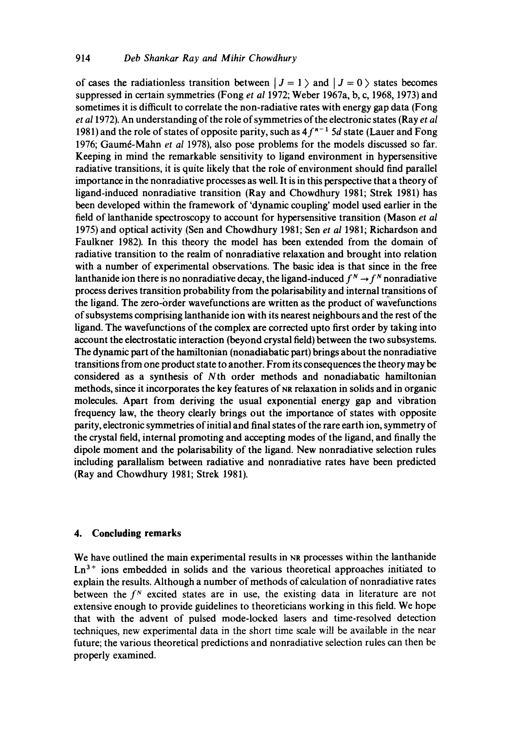of cases the radiationless transition between $|J = 1\rangle$ and $|J = 0\rangle$ states becomes suppressed in certain symmetries (Fong *et al* 1972; Weber 1967a, b, c, 1968, 1973) and sometimes it is difficult to correlate the non-radiative rates with energy gap data (Fong *et al* 1972). An understanding of the role of symmetries of the electronic states (Ray *et al* 1981) and the role of states of opposite parity, such as $4f^{n-1}\,5d$ state (Lauer and Fong 1976; Gaumé-Mahn *et al* 1978), also pose problems for the models discussed so far. Keeping in mind the remarkable sensitivity to ligand environment in hypersensitive radiative transitions, it is quite likely that the role of environment should find parallel importance in the nonradiative processes as well. It is in this perspective that a theory of ligand-induced nonradiative transition (Ray and Chowdhury 1981; Strek 1981) has been developed within the framework of 'dynamic coupling' model used earlier in the field of lanthanide spectroscopy to account for hypersensitive transition (Mason *et al* 1975) and optical activity (Sen and Chowdhury 1981; Sen *et al* 1981; Richardson and Faulkner 1982). In this theory the model has been extended from the domain of radiative transition to the realm of nonradiative relaxation and brought into relation with a number of experimental observations. The basic idea is that since in the free lanthanide ion there is no nonradiative decay, the ligand-induced $f^N \rightarrow f^N$ nonradiative process derives transition probability from the polarisability and internal transitions of the ligand. The zero-order wavefunctions are written as the product of wavefunctions of subsystems comprising lanthanide ion with its nearest neighbours and the rest of the ligand. The wavefunctions of the complex are corrected upto first order by taking into account the electrostatic interaction (beyond crystal field) between the two subsystems. The dynamic part of the hamiltonian (nonadiabatic part) brings about the nonradiative transitions from one product state to another. From its consequences the theory may be considered as a synthesis of $N$th order methods and nonadiabatic hamiltonian methods, since it incorporates the key features of NR relaxation in solids and in organic molecules. Apart from deriving the usual exponential energy gap and vibration frequency law, the theory clearly brings out the importance of states with opposite parity, electronic symmetries of initial and final states of the rare earth ion, symmetry of the crystal field, internal promoting and accepting modes of the ligand, and finally the dipole moment and the polarisability of the ligand. New nonradiative selection rules including parallalism between radiative and nonradiative rates have been predicted (Ray and Chowdhury 1981; Strek 1981).

## 4. Concluding remarks

We have outlined the main experimental results in NR processes within the lanthanide $Ln^{3+}$ ions embedded in solids and the various theoretical approaches initiated to explain the results. Although a number of methods of calculation of nonradiative rates between the $f^N$ excited states are in use, the existing data in literature are not extensive enough to provide guidelines to theoreticians working in this field. We hope that with the advent of pulsed mode-locked lasers and time-resolved detection techniques, new experimental data in the short time scale will be available in the near future; the various theoretical predictions and nonradiative selection rules can then be properly examined.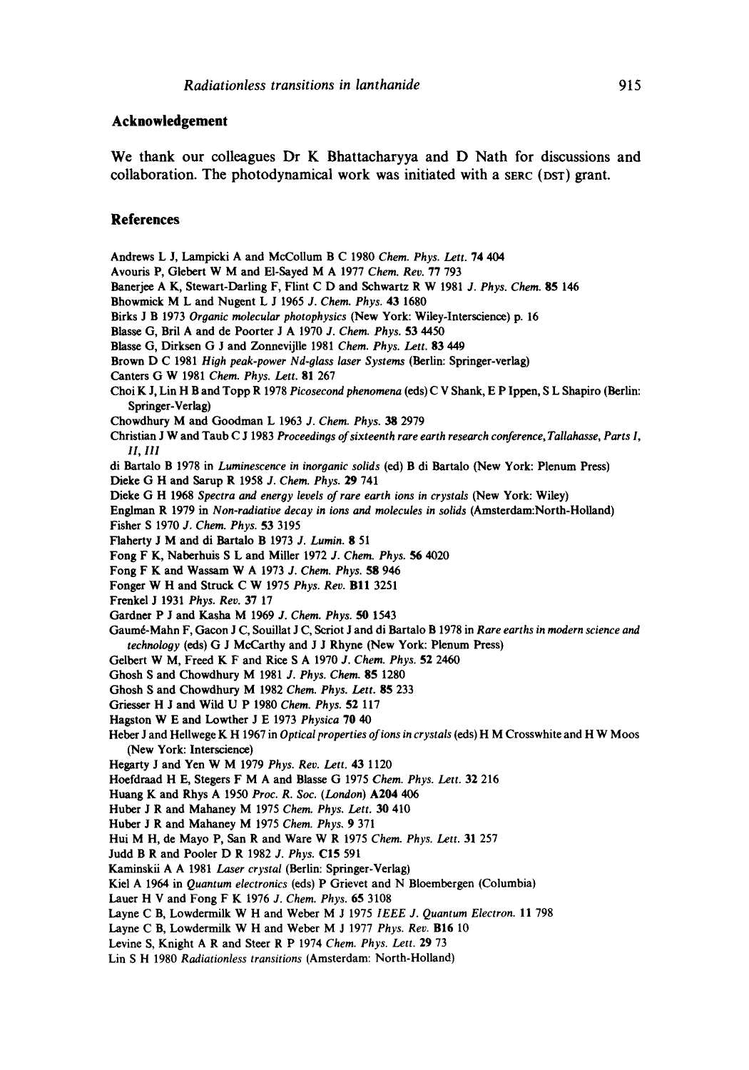## Acknowledgement

We thank our colleagues Dr K Bhattacharyya and D Nath for discussions and collaboration. The photodynamical work was initiated with a SERC (DST) grant.

## References

Andrews L J, Lampicki A and McCollum B C 1980 *Chem. Phys. Lett.* **74** 404

Avouris P, Glebert W M and El-Sayed M A 1977 *Chem. Rev.* **77** 793

Banerjee A K, Stewart-Darling F, Flint C D and Schwartz R W 1981 *J. Phys. Chem.* **85** 146

Bhowmick M L and Nugent L J 1965 *J. Chem. Phys.* **43** 1680

Birks J B 1973 *Organic molecular photophysics* (New York: Wiley-Interscience) p. 16

Blasse G, Bril A and de Poorter J A 1970 *J. Chem. Phys.* **53** 4450

Blasse G, Dirksen G J and Zonnevijlle 1981 *Chem. Phys. Lett.* **83** 449

Brown D C 1981 *High peak-power Nd-glass laser Systems* (Berlin: Springer-verlag)

Canters G W 1981 *Chem. Phys. Lett.* **81** 267

Choi K J, Lin H B and Topp R 1978 *Picosecond phenomena* (eds) C V Shank, E P Ippen, S L Shapiro (Berlin: Springer-Verlag)

Chowdhury M and Goodman L 1963 *J. Chem. Phys.* **38** 2979

Christian J W and Taub C J 1983 *Proceedings of sixteenth rare earth research conference, Tallahasse, Parts I, II, III*

di Bartalo B 1978 in *Luminescence in inorganic solids* (ed) B di Bartalo (New York: Plenum Press)

Dieke G H and Sarup R 1958 *J. Chem. Phys.* **29** 741

Dieke G H 1968 *Spectra and energy levels of rare earth ions in crystals* (New York: Wiley)

Englman R 1979 in *Non-radiative decay in ions and molecules in solids* (Amsterdam:North-Holland)

Fisher S 1970 *J. Chem. Phys.* **53** 3195

Flaherty J M and di Bartalo B 1973 *J. Lumin.* **8** 51

Fong F K, Naberhuis S L and Miller 1972 *J. Chem. Phys.* **56** 4020

Fong F K and Wassam W A 1973 *J. Chem. Phys.* **58** 946

Fonger W H and Struck C W 1975 *Phys. Rev.* **B11** 3251

Frenkel J 1931 *Phys. Rev.* **37** 17

Gardner P J and Kasha M 1969 *J. Chem. Phys.* **50** 1543

Gaumé-Mahn F, Gacon J C, Souillat J C, Scriot J and di Bartalo B 1978 in *Rare earths in modern science and technology* (eds) G J McCarthy and J J Rhyne (New York: Plenum Press)

Gelbert W M, Freed K F and Rice S A 1970 *J. Chem. Phys.* **52** 2460

Ghosh S and Chowdhury M 1981 *J. Phys. Chem.* **85** 1280

Ghosh S and Chowdhury M 1982 *Chem. Phys. Lett.* **85** 233

Griesser H J and Wild U P 1980 *Chem. Phys.* **52** 117

Hagston W E and Lowther J E 1973 *Physica* **70** 40

Heber J and Hellwege K H 1967 in *Optical properties of ions in crystals* (eds) H M Crosswhite and H W Moos (New York: Interscience)

Hegarty J and Yen W M 1979 *Phys. Rev. Lett.* **43** 1120

Hoefdraad H E, Stegers F M A and Blasse G 1975 *Chem. Phys. Lett.* **32** 216

Huang K and Rhys A 1950 *Proc. R. Soc. (London)* **A204** 406

Huber J R and Mahaney M 1975 *Chem. Phys. Lett.* **30** 410

Huber J R and Mahaney M 1975 *Chem. Phys.* **9** 371

Hui M H, de Mayo P, San R and Ware W R 1975 *Chem. Phys. Lett.* **31** 257

Judd B R and Pooler D R 1982 *J. Phys.* **C15** 591

Kaminskii A A 1981 *Laser crystal* (Berlin: Springer-Verlag)

Kiel A 1964 in *Quantum electronics* (eds) P Grievet and N Bloembergen (Columbia)

Lauer H V and Fong F K 1976 *J. Chem. Phys.* **65** 3108

Layne C B, Lowdermilk W H and Weber M J 1975 *IEEE J. Quantum Electron.* **11** 798

Layne C B, Lowdermilk W H and Weber M J 1977 *Phys. Rev.* **B16** 10

Levine S, Knight A R and Steer R P 1974 *Chem. Phys. Lett.* **29** 73

Lin S H 1980 *Radiationless transitions* (Amsterdam: North-Holland)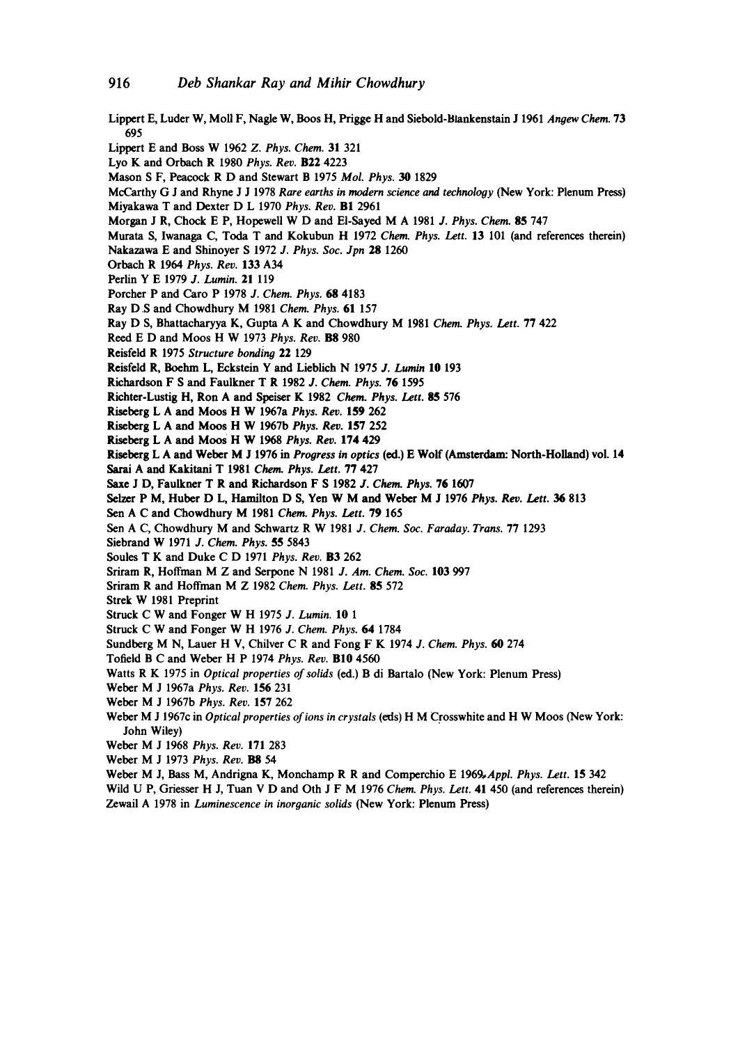Lippert E, Luder W, Moll F, Nagle W, Boos H, Prigge H and Siebold-Blankenstain J 1961 *Angew Chem.* **73** 695

Lippert E and Boss W 1962 *Z. Phys. Chem.* **31** 321

Lyo K and Orbach R 1980 *Phys. Rev.* **B22** 4223

Mason S F, Peacock R D and Stewart B 1975 *Mol. Phys.* **30** 1829

McCarthy G J and Rhyne J J 1978 *Rare earths in modern science and technology* (New York: Plenum Press)

Miyakawa T and Dexter D L 1970 *Phys. Rev.* **B1** 2961

Morgan J R, Chock E P, Hopewell W D and El-Sayed M A 1981 *J. Phys. Chem.* **85** 747

Murata S, Iwanaga C, Toda T and Kokubun H 1972 *Chem. Phys. Lett.* **13** 101 (and references therein)

Nakazawa E and Shinoyer S 1972 *J. Phys. Soc. Jpn* **28** 1260

Orbach R 1964 *Phys. Rev.* **133** A34

Perlin Y E 1979 *J. Lumin.* **21** 119

Porcher P and Caro P 1978 *J. Chem. Phys.* **68** 4183

Ray D S and Chowdhury M 1981 *Chem. Phys.* **61** 157

Ray D S, Bhattacharyya K, Gupta A K and Chowdhury M 1981 *Chem. Phys. Lett.* **77** 422

Reed E D and Moos H W 1973 *Phys. Rev.* **B8** 980

Reisfeld R 1975 *Structure bonding* **22** 129

Reisfeld R, Boehm L, Eckstein Y and Lieblich N 1975 *J. Lumin* **10** 193

Richardson F S and Faulkner T R 1982 *J. Chem. Phys.* **76** 1595

Richter-Lustig H, Ron A and Speiser K 1982 *Chem. Phys. Lett.* **85** 576

Riseberg L A and Moos H W 1967a *Phys. Rev.* **159** 262

Riseberg L A and Moos H W 1967b *Phys. Rev.* **157** 252

Riseberg L A and Moos H W 1968 *Phys. Rev.* **174** 429

Riseberg L A and Weber M J 1976 in *Progress in optics* (ed.) E Wolf (Amsterdam: North-Holland) vol. 14

Sarai A and Kakitani T 1981 *Chem. Phys. Lett.* **77** 427

Saxe J D, Faulkner T R and Richardson F S 1982 *J. Chem. Phys.* **76** 1607

Selzer P M, Huber D L, Hamilton D S, Yen W M and Weber M J 1976 *Phys. Rev. Lett.* **36** 813

Sen A C and Chowdhury M 1981 *Chem. Phys. Lett.* **79** 165

Sen A C, Chowdhury M and Schwartz R W 1981 *J. Chem. Soc. Faraday. Trans.* **77** 1293

Siebrand W 1971 *J. Chem. Phys.* **55** 5843

Soules T K and Duke C D 1971 *Phys. Rev.* **B3** 262

Sriram R, Hoffman M Z and Serpone N 1981 *J. Am. Chem. Soc.* **103** 997

Sriram R and Hoffman M Z 1982 *Chem. Phys. Lett.* **85** 572

Strek W 1981 Preprint

Struck C W and Fonger W H 1975 *J. Lumin.* **10** 1

Struck C W and Fonger W H 1976 *J. Chem. Phys.* **64** 1784

Sundberg M N, Lauer H V, Chilver C R and Fong F K 1974 *J. Chem. Phys.* **60** 274

Tofield B C and Weber H P 1974 *Phys. Rev.* **B10** 4560

Watts R K 1975 in *Optical properties of solids* (ed.) B di Bartalo (New York: Plenum Press)

Weber M J 1967a *Phys. Rev.* **156** 231

Weber M J 1967b *Phys. Rev.* **157** 262

Weber M J 1967c in *Optical properties of ions in crystals* (eds) H M Crosswhite and H W Moos (New York: John Wiley)

Weber M J 1968 *Phys. Rev.* **171** 283

Weber M J 1973 *Phys. Rev.* **B8** 54

Weber M J, Bass M, Andrigna K, Monchamp R R and Comperchio E 1969 *Appl. Phys. Lett.* **15** 342

Wild U P, Griesser H J, Tuan V D and Oth J F M 1976 *Chem. Phys. Lett.* **41** 450 (and references therein)

Zewail A 1978 in *Luminescence in inorganic solids* (New York: Plenum Press)